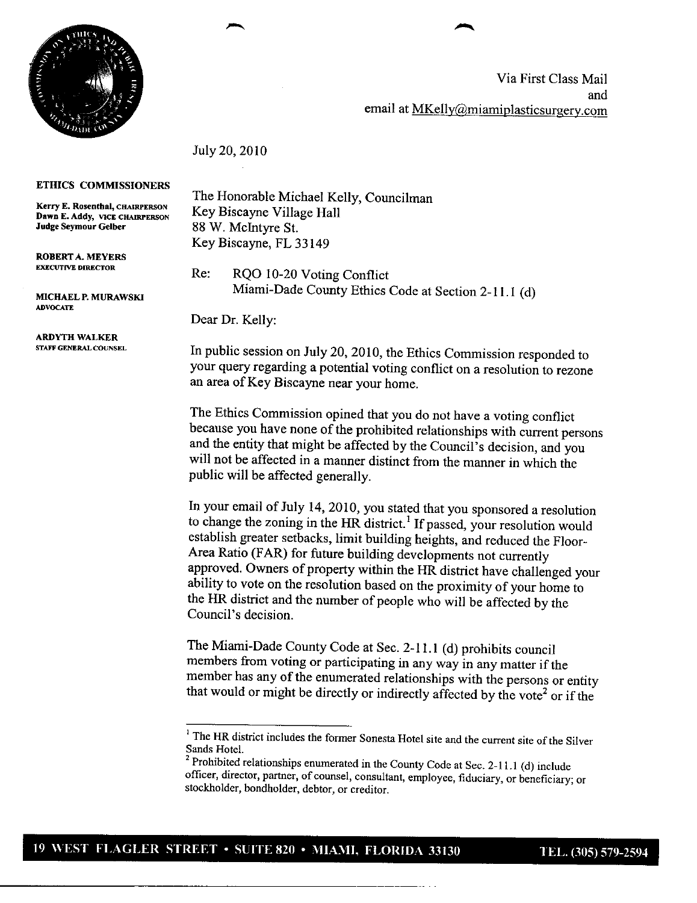Via First Class Mail
and
email at MKelly@miamiplasticsurgery.com

July 20, 2010

**ETHICS COMMISSIONERS**

Kerry E. Rosenthal, CHAIRPERSON
Dawn E. Addy, VICE CHAIRPERSON
Judge Seymour Gelber

**ROBERT A. MEYERS**
EXECUTIVE DIRECTOR

**MICHAEL P. MURAWSKI**
ADVOCATE

**ARDYTH WALKER**
STAFF GENERAL COUNSEL

The Honorable Michael Kelly, Councilman
Key Biscayne Village Hall
88 W. McIntyre St.
Key Biscayne, FL 33149

Re: RQO 10-20 Voting Conflict
Miami-Dade County Ethics Code at Section 2-11.1 (d)

Dear Dr. Kelly:

In public session on July 20, 2010, the Ethics Commission responded to your query regarding a potential voting conflict on a resolution to rezone an area of Key Biscayne near your home.

The Ethics Commission opined that you do not have a voting conflict because you have none of the prohibited relationships with current persons and the entity that might be affected by the Council's decision, and you will not be affected in a manner distinct from the manner in which the public will be affected generally.

In your email of July 14, 2010, you stated that you sponsored a resolution to change the zoning in the HR district.[1] If passed, your resolution would establish greater setbacks, limit building heights, and reduced the Floor-Area Ratio (FAR) for future building developments not currently approved. Owners of property within the HR district have challenged your ability to vote on the resolution based on the proximity of your home to the HR district and the number of people who will be affected by the Council's decision.

The Miami-Dade County Code at Sec. 2-11.1 (d) prohibits council members from voting or participating in any way in any matter if the member has any of the enumerated relationships with the persons or entity that would or might be directly or indirectly affected by the vote[2] or if the

---

[1] The HR district includes the former Sonesta Hotel site and the current site of the Silver Sands Hotel.

[2] Prohibited relationships enumerated in the County Code at Sec. 2-11.1 (d) include officer, director, partner, of counsel, consultant, employee, fiduciary, or beneficiary; or stockholder, bondholder, debtor, or creditor.

19 WEST FLAGLER STREET • SUITE 820 • MIAMI, FLORIDA 33130 TEL. (305) 579-2594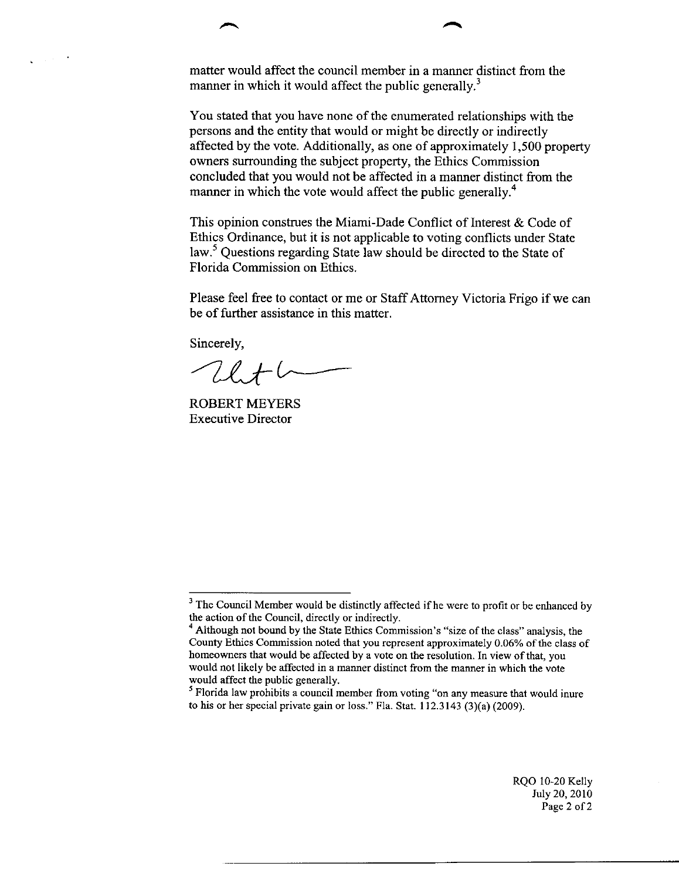matter would affect the council member in a manner distinct from the manner in which it would affect the public generally.[3]

You stated that you have none of the enumerated relationships with the persons and the entity that would or might be directly or indirectly affected by the vote. Additionally, as one of approximately 1,500 property owners surrounding the subject property, the Ethics Commission concluded that you would not be affected in a manner distinct from the manner in which the vote would affect the public generally.[4]

This opinion construes the Miami-Dade Conflict of Interest & Code of Ethics Ordinance, but it is not applicable to voting conflicts under State law.[5] Questions regarding State law should be directed to the State of Florida Commission on Ethics.

Please feel free to contact or me or Staff Attorney Victoria Frigo if we can be of further assistance in this matter.

Sincerely,

ROBERT MEYERS
Executive Director

---

[3] The Council Member would be distinctly affected if he were to profit or be enhanced by the action of the Council, directly or indirectly.

[4] Although not bound by the State Ethics Commission's "size of the class" analysis, the County Ethics Commission noted that you represent approximately 0.06% of the class of homeowners that would be affected by a vote on the resolution. In view of that, you would not likely be affected in a manner distinct from the manner in which the vote would affect the public generally.

[5] Florida law prohibits a council member from voting "on any measure that would inure to his or her special private gain or loss." Fla. Stat. 112.3143 (3)(a) (2009).

RQO 10-20 Kelly
July 20, 2010